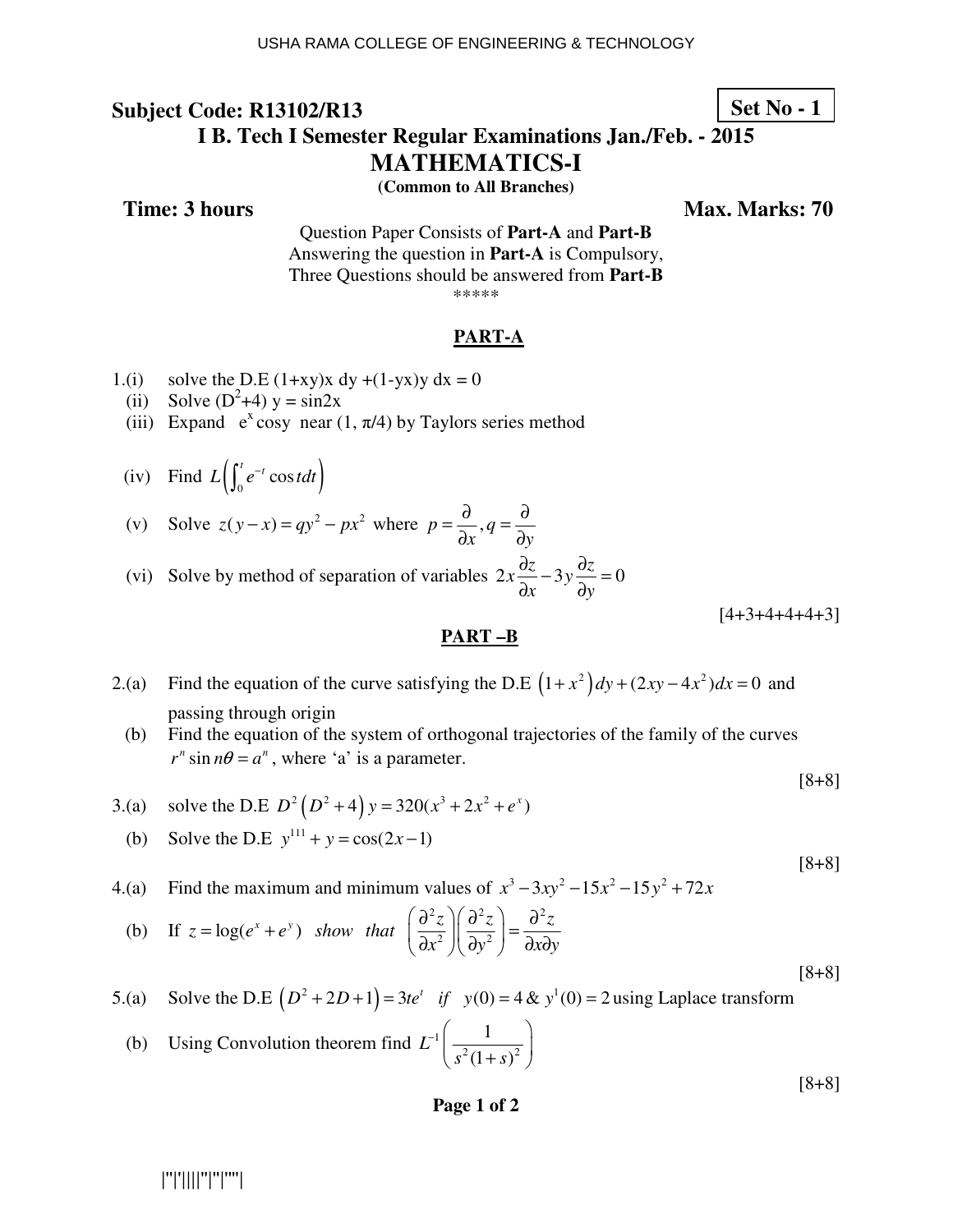USHA RAMA COLLEGE OF ENGINEERING & TECHNOLOGY

**Subject Code: R13102/R13** **Set No - 1**

## I B. Tech I Semester Regular Examinations Jan./Feb. - 2015

# MATHEMATICS-I

**(Common to All Branches)**

**Time: 3 hours** **Max. Marks: 70**

Question Paper Consists of **Part-A** and **Part-B**
Answering the question in **Part-A** is Compulsory,
Three Questions should be answered from **Part-B**
\*\*\*\*\*

## PART-A

1.(i) solve the D.E (1+xy)x dy +(1-yx)y dx = 0

(ii) Solve $(D^2+4)\, y = \sin 2x$

(iii) Expand $e^x \cos y$ near $(1, \pi/4)$ by Taylors series method

(iv) Find $L\left(\int_0^t e^{-t}\cos t dt\right)$

(v) Solve $z(y-x) = qy^2 - px^2$ where $p = \frac{\partial}{\partial x}, q = \frac{\partial}{\partial y}$

(vi) Solve by method of separation of variables $2x\frac{\partial z}{\partial x} - 3y\frac{\partial z}{\partial y} = 0$

[4+3+4+4+4+3]

## PART –B

2.(a) Find the equation of the curve satisfying the D.E $\left(1+x^2\right)dy + (2xy - 4x^2)dx = 0$ and passing through origin

(b) Find the equation of the system of orthogonal trajectories of the family of the curves $r^n \sin n\theta = a^n$, where 'a' is a parameter.

[8+8]

3.(a) solve the D.E $D^2\left(D^2+4\right)y = 320(x^3 + 2x^2 + e^x)$

(b) Solve the D.E $y^{111} + y = \cos(2x-1)$

[8+8]

4.(a) Find the maximum and minimum values of $x^3 - 3xy^2 - 15x^2 - 15y^2 + 72x$

(b) If $z = \log(e^x + e^y)$ *show that* $\left(\frac{\partial^2 z}{\partial x^2}\right)\left(\frac{\partial^2 z}{\partial y^2}\right) = \frac{\partial^2 z}{\partial x \partial y}$

[8+8]

5.(a) Solve the D.E $\left(D^2 + 2D + 1\right) = 3te^t$ *if* $y(0) = 4$ & $y^1(0) = 2$ using Laplace transform

(b) Using Convolution theorem find $L^{-1}\left(\frac{1}{s^2(1+s)^2}\right)$

[8+8]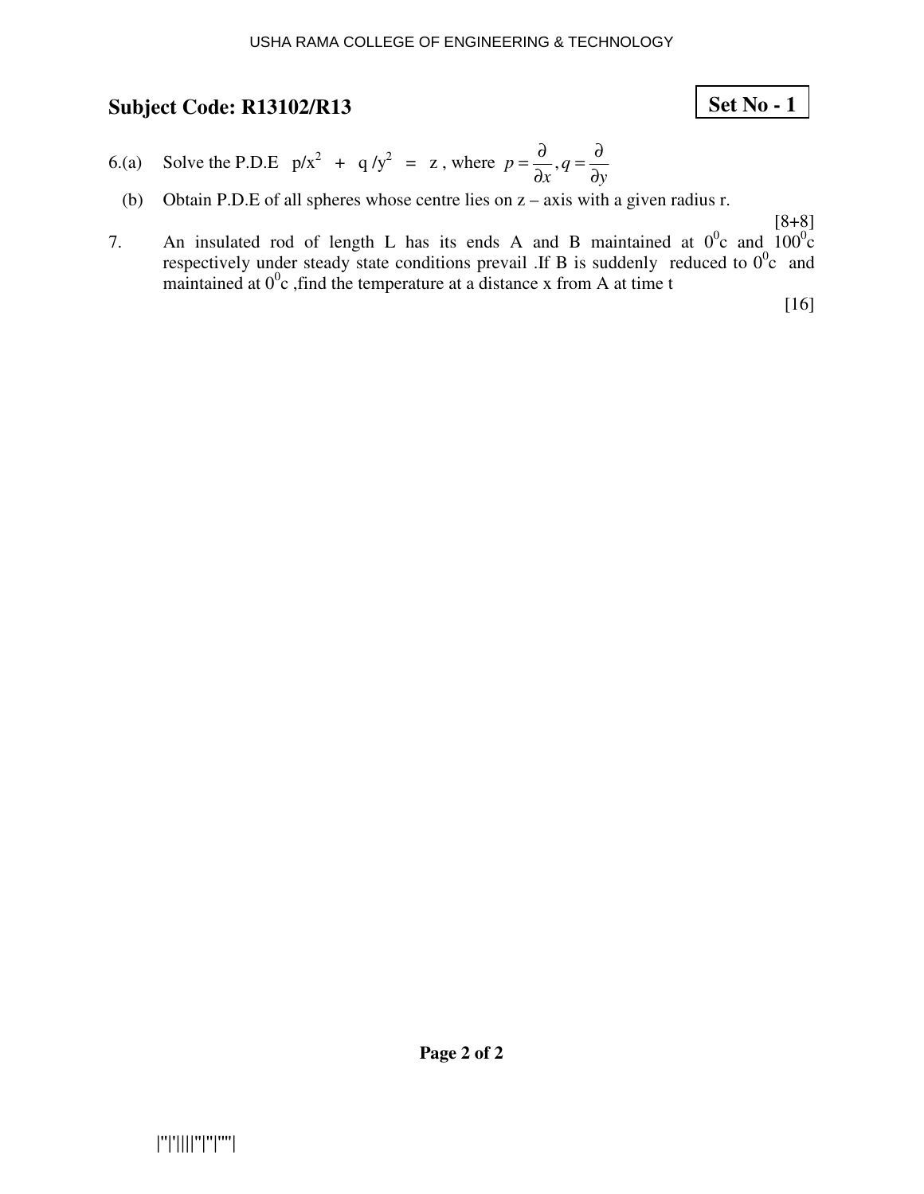## Subject Code: R13102/R13

**Set No - 1**

6.(a) Solve the P.D.E $p/x^2 + q/y^2 = z$, where $p = \frac{\partial}{\partial x}, q = \frac{\partial}{\partial y}$

(b) Obtain P.D.E of all spheres whose centre lies on z – axis with a given radius r.

[8+8]

7. An insulated rod of length L has its ends A and B maintained at $0^0$c and $100^0$c respectively under steady state conditions prevail .If B is suddenly reduced to $0^0$c and maintained at $0^0$c ,find the temperature at a distance x from A at time t

[16]

|''|'||||''|''|''''|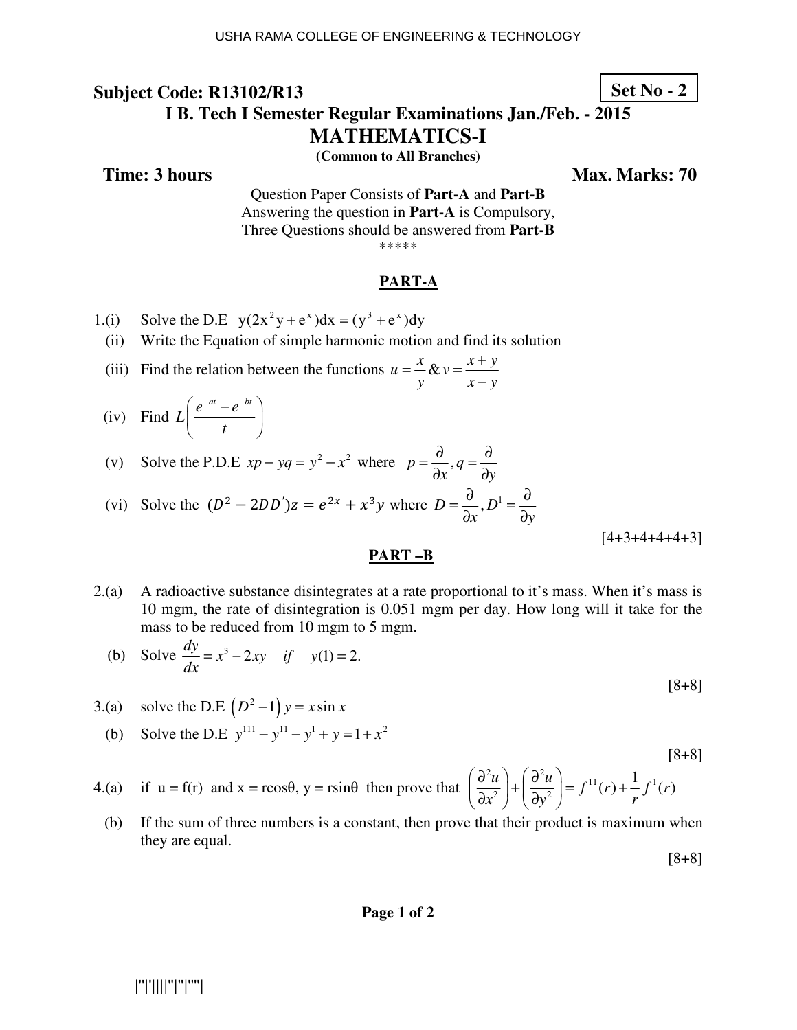**Subject Code: R13102/R13** **Set No - 2**

# I B. Tech I Semester Regular Examinations Jan./Feb. - 2015

## MATHEMATICS-I

**(Common to All Branches)**

**Time: 3 hours** **Max. Marks: 70**

Question Paper Consists of **Part-A** and **Part-B**
Answering the question in **Part-A** is Compulsory,
Three Questions should be answered from **Part-B**

*****

### PART-A

1.(i) Solve the D.E $y(2x^2y + e^x)dx = (y^3 + e^x)dy$

(ii) Write the Equation of simple harmonic motion and find its solution

(iii) Find the relation between the functions $u = \frac{x}{y}$ & $v = \frac{x+y}{x-y}$

(iv) Find $L\left(\frac{e^{-at} - e^{-bt}}{t}\right)$

(v) Solve the P.D.E $xp - yq = y^2 - x^2$ where $p = \frac{\partial}{\partial x}, q = \frac{\partial}{\partial y}$

(vi) Solve the $(D^2 - 2DD')z = e^{2x} + x^3y$ where $D = \frac{\partial}{\partial x}, D^1 = \frac{\partial}{\partial y}$

[4+3+4+4+4+3]

### PART –B

2.(a) A radioactive substance disintegrates at a rate proportional to it's mass. When it's mass is 10 mgm, the rate of disintegration is 0.051 mgm per day. How long will it take for the mass to be reduced from 10 mgm to 5 mgm.

(b) Solve $\frac{dy}{dx} = x^3 - 2xy \quad if \quad y(1) = 2.$

[8+8]

3.(a) solve the D.E $(D^2 - 1)y = x\sin x$

(b) Solve the D.E $y^{111} - y^{11} - y^1 + y = 1 + x^2$

[8+8]

4.(a) if u = f(r) and x = rcosθ, y = rsinθ then prove that $\left(\frac{\partial^2 u}{\partial x^2}\right) + \left(\frac{\partial^2 u}{\partial y^2}\right) = f^{11}(r) + \frac{1}{r}f^1(r)$

(b) If the sum of three numbers is a constant, then prove that their product is maximum when they are equal.

[8+8]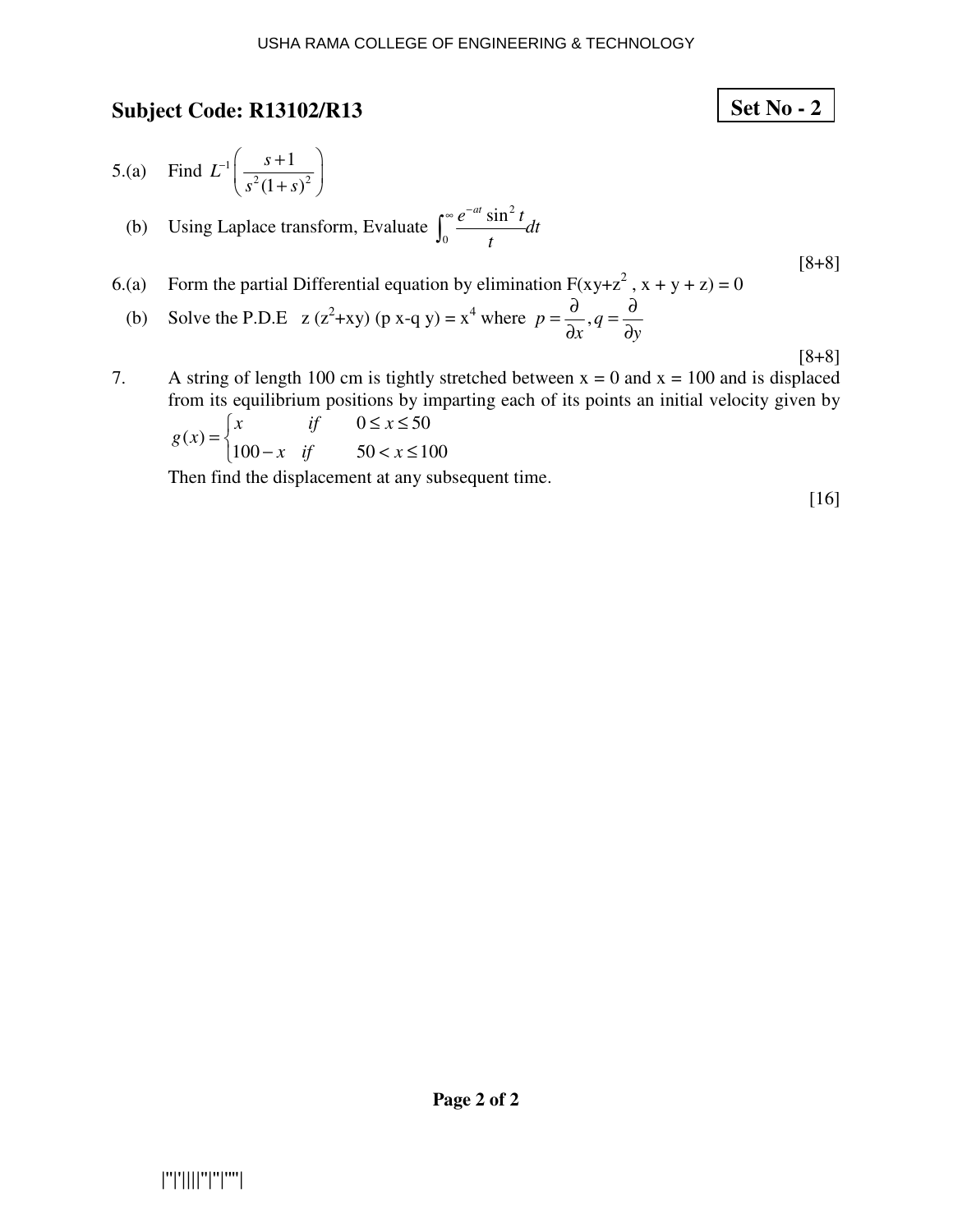**Subject Code: R13102/R13** **Set No - 2**

5.(a) Find $L^{-1}\left(\frac{s+1}{s^2(1+s)^2}\right)$

(b) Using Laplace transform, Evaluate $\int_0^\infty \frac{e^{-at}\sin^2 t}{t}dt$

[8+8]

6.(a) Form the partial Differential equation by elimination $F(xy+z^2, x+y+z) = 0$

(b) Solve the P.D.E $z(z^2+xy)(px-qy) = x^4$ where $p = \frac{\partial}{\partial x}, q = \frac{\partial}{\partial y}$

[8+8]

7. A string of length 100 cm is tightly stretched between x = 0 and x = 100 and is displaced from its equilibrium positions by imparting each of its points an initial velocity given by

$$g(x) = \begin{cases} x & if \quad 0 \le x \le 50 \\ 100 - x & if \quad 50 < x \le 100 \end{cases}$$

Then find the displacement at any subsequent time.

[16]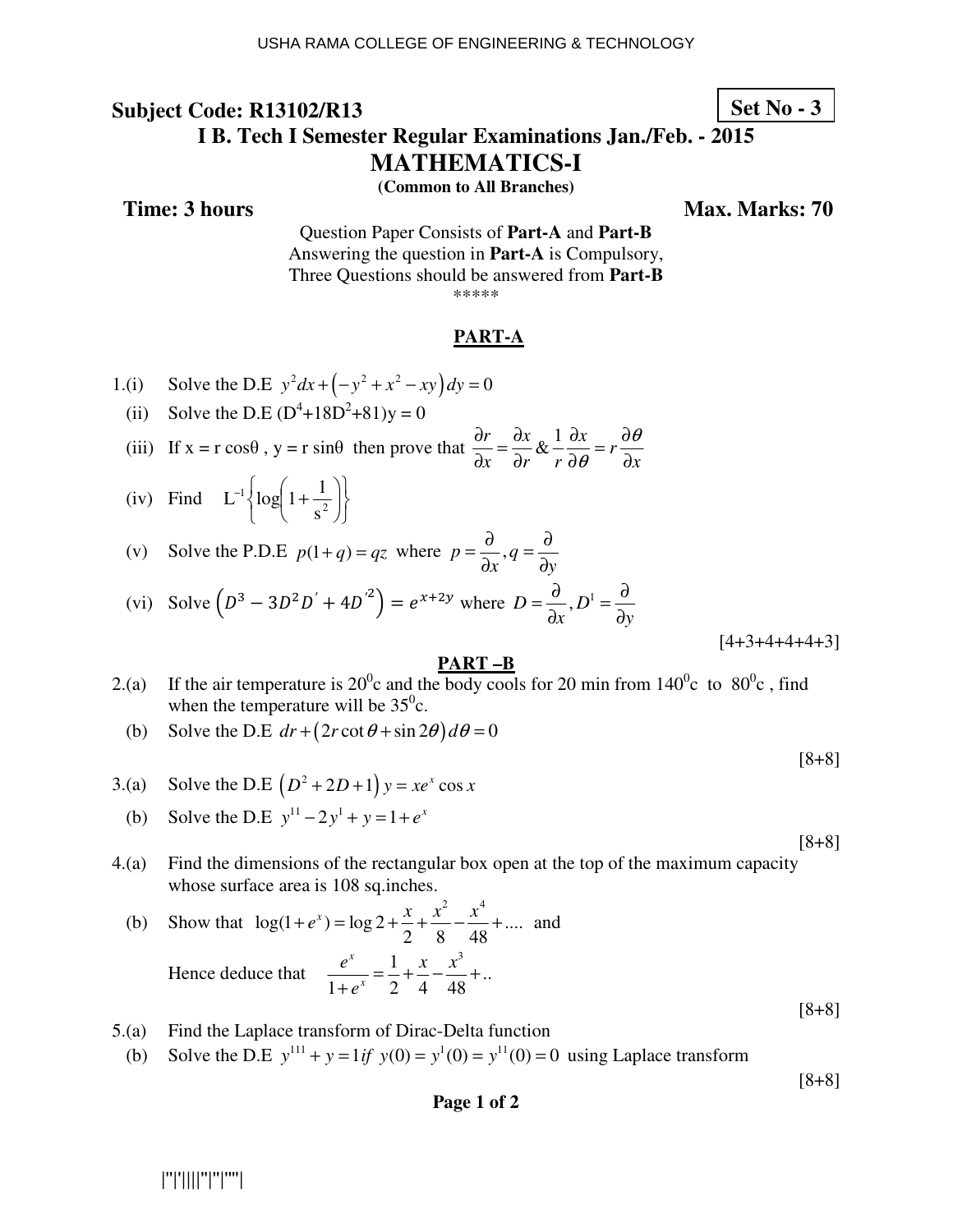**Subject Code: R13102/R13** **Set No - 3**

# I B. Tech I Semester Regular Examinations Jan./Feb. - 2015

## MATHEMATICS-I

**(Common to All Branches)**

**Time: 3 hours** **Max. Marks: 70**

Question Paper Consists of **Part-A** and **Part-B**
Answering the question in **Part-A** is Compulsory,
Three Questions should be answered from **Part-B**

*****

### PART-A

1.(i) Solve the D.E $y^2dx + \left(-y^2 + x^2 - xy\right)dy = 0$

(ii) Solve the D.E $(D^4+18D^2+81)y = 0$

(iii) If $x = r\cos\theta$ , $y = r\sin\theta$ then prove that $\frac{\partial r}{\partial x} = \frac{\partial x}{\partial r} \,\&\, \frac{1}{r}\frac{\partial x}{\partial \theta} = r\frac{\partial \theta}{\partial x}$

(iv) Find $L^{-1}\left\{\log\left(1+\frac{1}{s^2}\right)\right\}$

(v) Solve the P.D.E $p(1+q) = qz$ where $p = \frac{\partial}{\partial x}, q = \frac{\partial}{\partial y}$

(vi) Solve $\left(D^3 - 3D^2D' + 4D'^2\right) = e^{x+2y}$ where $D = \frac{\partial}{\partial x}, D^1 = \frac{\partial}{\partial y}$

[4+3+4+4+4+3]

### PART –B

2.(a) If the air temperature is $20^0$c and the body cools for 20 min from $140^0$c to $80^0$c , find when the temperature will be $35^0$c.

(b) Solve the D.E $dr + \left(2r\cot\theta + \sin 2\theta\right)d\theta = 0$

[8+8]

3.(a) Solve the D.E $\left(D^2 + 2D + 1\right)y = xe^x\cos x$

(b) Solve the D.E $y^{11} - 2y^1 + y = 1 + e^x$

[8+8]

4.(a) Find the dimensions of the rectangular box open at the top of the maximum capacity whose surface area is 108 sq.inches.

(b) Show that $\log(1+e^x) = \log 2 + \frac{x}{2} + \frac{x^2}{8} - \frac{x^4}{48} + ....$ and

Hence deduce that $\frac{e^x}{1+e^x} = \frac{1}{2} + \frac{x}{4} - \frac{x^3}{48} + ..$

[8+8]

5.(a) Find the Laplace transform of Dirac-Delta function

(b) Solve the D.E $y^{111} + y = 1$ if $y(0) = y^1(0) = y^{11}(0) = 0$ using Laplace transform

[8+8]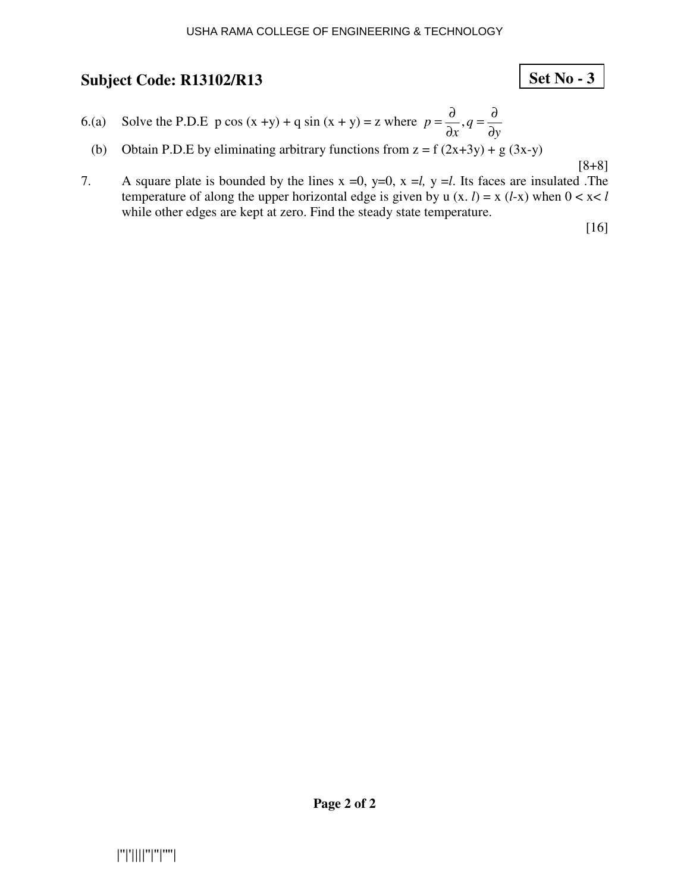## Subject Code: R13102/R13

**Set No - 3**

6.(a) Solve the P.D.E p cos (x +y) + q sin (x + y) = z where $p = \frac{\partial}{\partial x}, q = \frac{\partial}{\partial y}$

(b) Obtain P.D.E by eliminating arbitrary functions from z = f (2x+3y) + g (3x-y)

[8+8]

7. A square plate is bounded by the lines x =0, y=0, x =*l*, y =*l*. Its faces are insulated .The temperature of along the upper horizontal edge is given by u (x. *l*) = x (*l*-x) when 0 < x< *l* while other edges are kept at zero. Find the steady state temperature.

[16]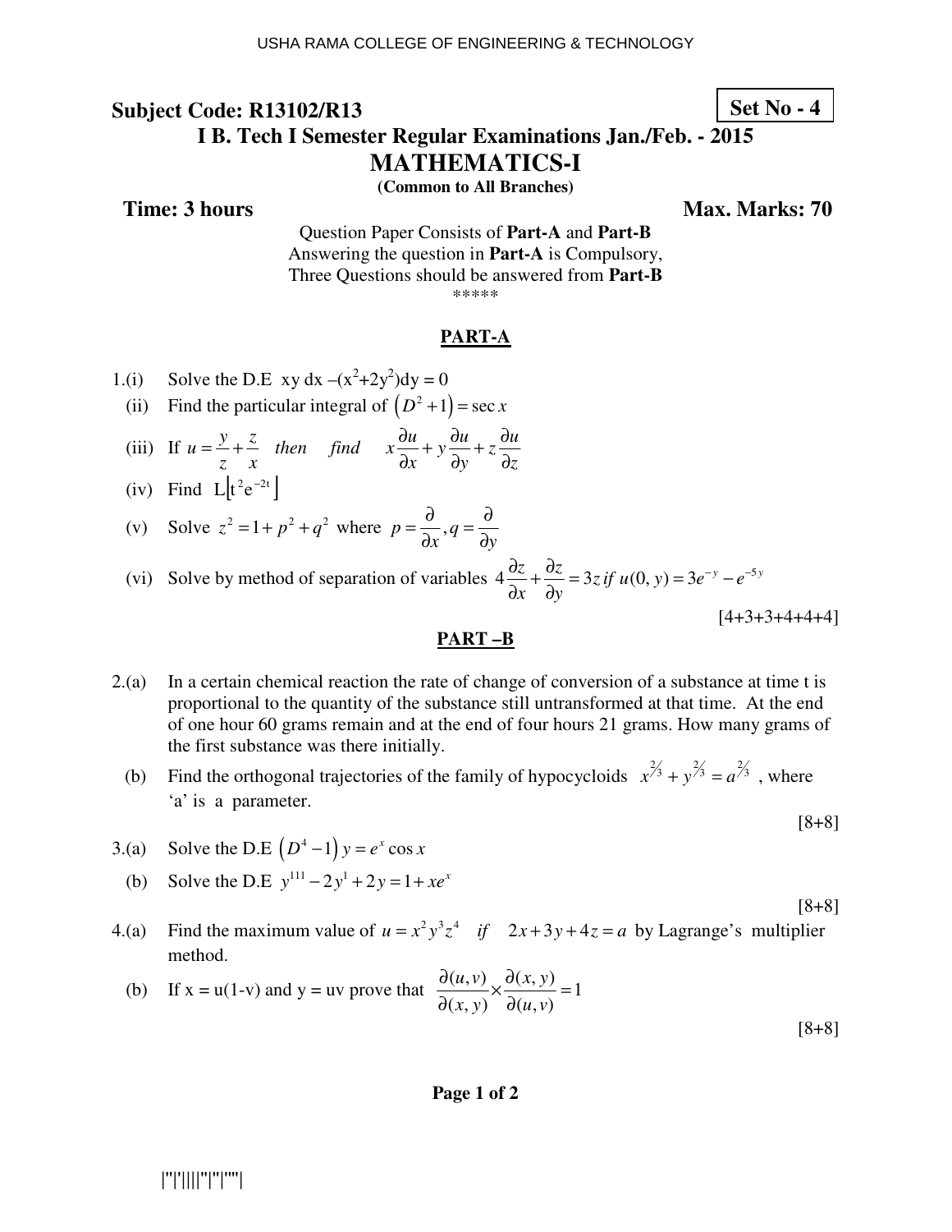**Subject Code: R13102/R13** **Set No - 4**

# I B. Tech I Semester Regular Examinations Jan./Feb. - 2015

## MATHEMATICS-I

**(Common to All Branches)**

**Time: 3 hours** **Max. Marks: 70**

Question Paper Consists of **Part-A** and **Part-B**
Answering the question in **Part-A** is Compulsory,
Three Questions should be answered from **Part-B**

*****

### PART-A

1.(i) Solve the D.E $xy\,dx - (x^2+2y^2)dy = 0$

(ii) Find the particular integral of $\left(D^2+1\right) = \sec x$

(iii) If $u = \frac{y}{z} + \frac{z}{x}$ *then find* $x\frac{\partial u}{\partial x} + y\frac{\partial u}{\partial y} + z\frac{\partial u}{\partial z}$

(iv) Find $L\left[t^2 e^{-2t}\right]$

(v) Solve $z^2 = 1 + p^2 + q^2$ where $p = \frac{\partial}{\partial x}, q = \frac{\partial}{\partial y}$

(vi) Solve by method of separation of variables $4\frac{\partial z}{\partial x} + \frac{\partial z}{\partial y} = 3z\ if\ u(0,y) = 3e^{-y} - e^{-5y}$

[4+3+3+4+4+4]

### PART –B

2.(a) In a certain chemical reaction the rate of change of conversion of a substance at time t is proportional to the quantity of the substance still untransformed at that time. At the end of one hour 60 grams remain and at the end of four hours 21 grams. How many grams of the first substance was there initially.

(b) Find the orthogonal trajectories of the family of hypocycloids $x^{2/3} + y^{2/3} = a^{2/3}$, where 'a' is a parameter.

[8+8]

3.(a) Solve the D.E $\left(D^4 - 1\right)y = e^x \cos x$

(b) Solve the D.E $y^{111} - 2y^1 + 2y = 1 + xe^x$

[8+8]

4.(a) Find the maximum value of $u = x^2y^3z^4$ *if* $2x + 3y + 4z = a$ by Lagrange's multiplier method.

(b) If x = u(1-v) and y = uv prove that $\frac{\partial(u,v)}{\partial(x,y)} \times \frac{\partial(x,y)}{\partial(u,v)} = 1$

[8+8]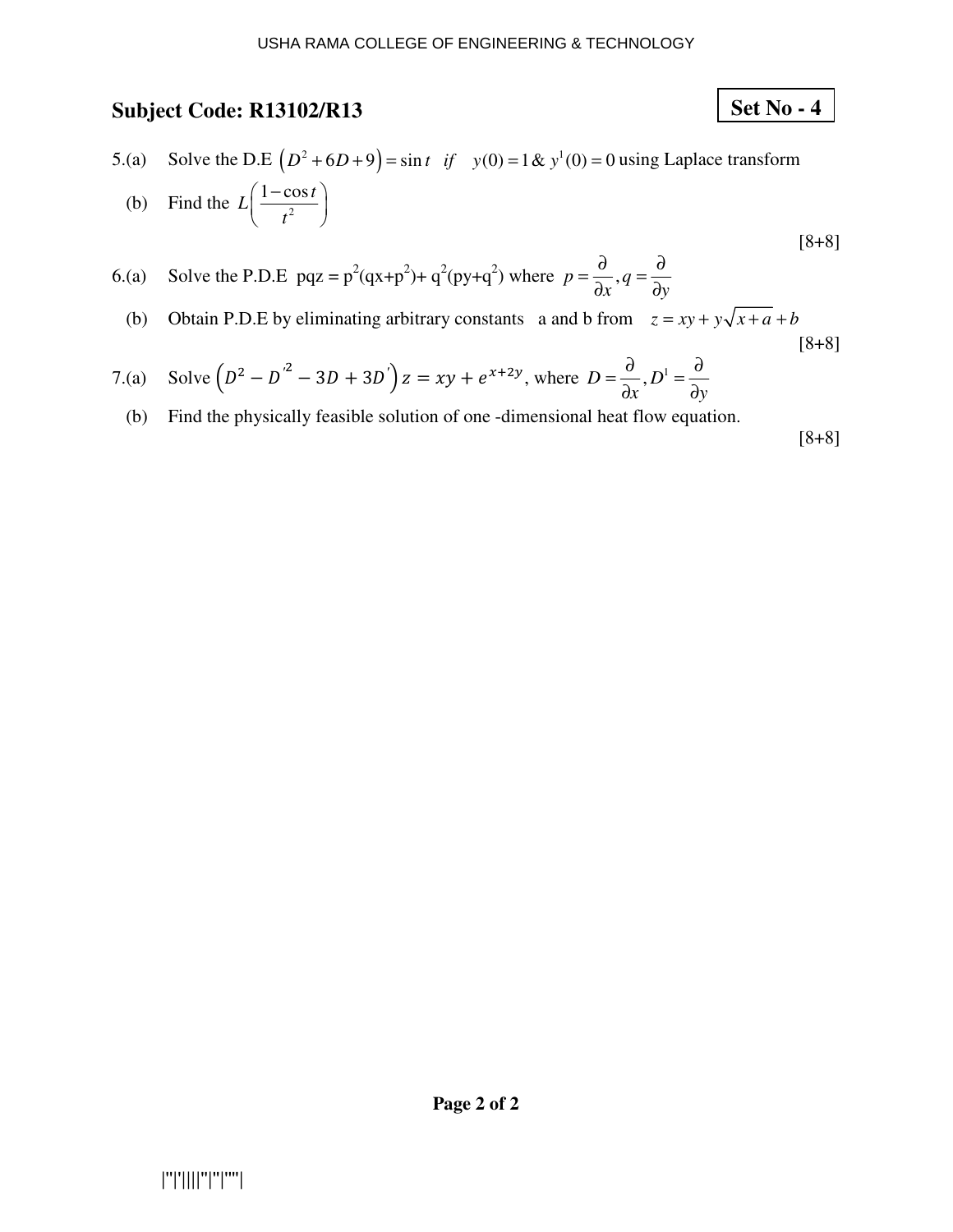**Subject Code: R13102/R13**

**Set No - 4**

5.(a) Solve the D.E $\left(D^2+6D+9\right)=\sin t \quad if \quad y(0)=1\ \&\ y^1(0)=0$ using Laplace transform

(b) Find the $L\left(\dfrac{1-\cos t}{t^2}\right)$

[8+8]

6.(a) Solve the P.D.E pqz = $p^2(qx+p^2)+ q^2(py+q^2)$ where $p=\dfrac{\partial}{\partial x}, q=\dfrac{\partial}{\partial y}$

(b) Obtain P.D.E by eliminating arbitrary constants a and b from $z = xy + y\sqrt{x+a} + b$

[8+8]

7.(a) Solve $\left(D^2 - D^{'2} - 3D + 3D^{'}\right)z = xy + e^{x+2y}$, where $D=\dfrac{\partial}{\partial x}, D^1=\dfrac{\partial}{\partial y}$

(b) Find the physically feasible solution of one -dimensional heat flow equation.

[8+8]